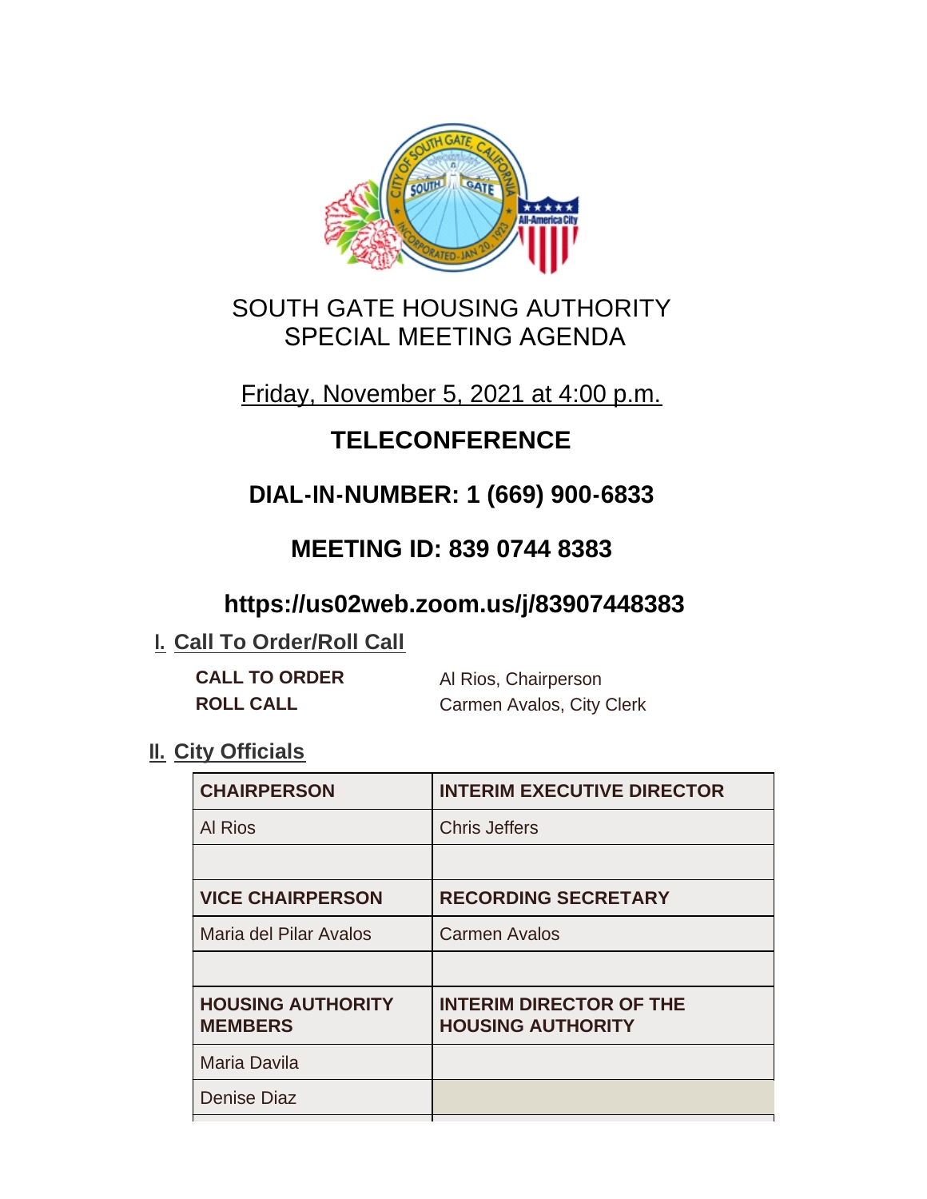# SOUTH GATE HOUSING AUTHORITY
# SPECIAL MEETING AGENDA

Friday, November 5, 2021 at 4:00 p.m.

## TELECONFERENCE

## DIAL-IN-NUMBER: 1 (669) 900-6833

## MEETING ID: 839 0744 8383

## https://us02web.zoom.us/j/83907448383

## I. Call To Order/Roll Call

**CALL TO ORDER** Al Rios, Chairperson

**ROLL CALL** Carmen Avalos, City Clerk

## II. City Officials

| CHAIRPERSON | INTERIM EXECUTIVE DIRECTOR |
|---|---|
| Al Rios | Chris Jeffers |
| | |
| **VICE CHAIRPERSON** | **RECORDING SECRETARY** |
| Maria del Pilar Avalos | Carmen Avalos |
| | |
| **HOUSING AUTHORITY MEMBERS** | **INTERIM DIRECTOR OF THE HOUSING AUTHORITY** |
| Maria Davila | |
| Denise Diaz | |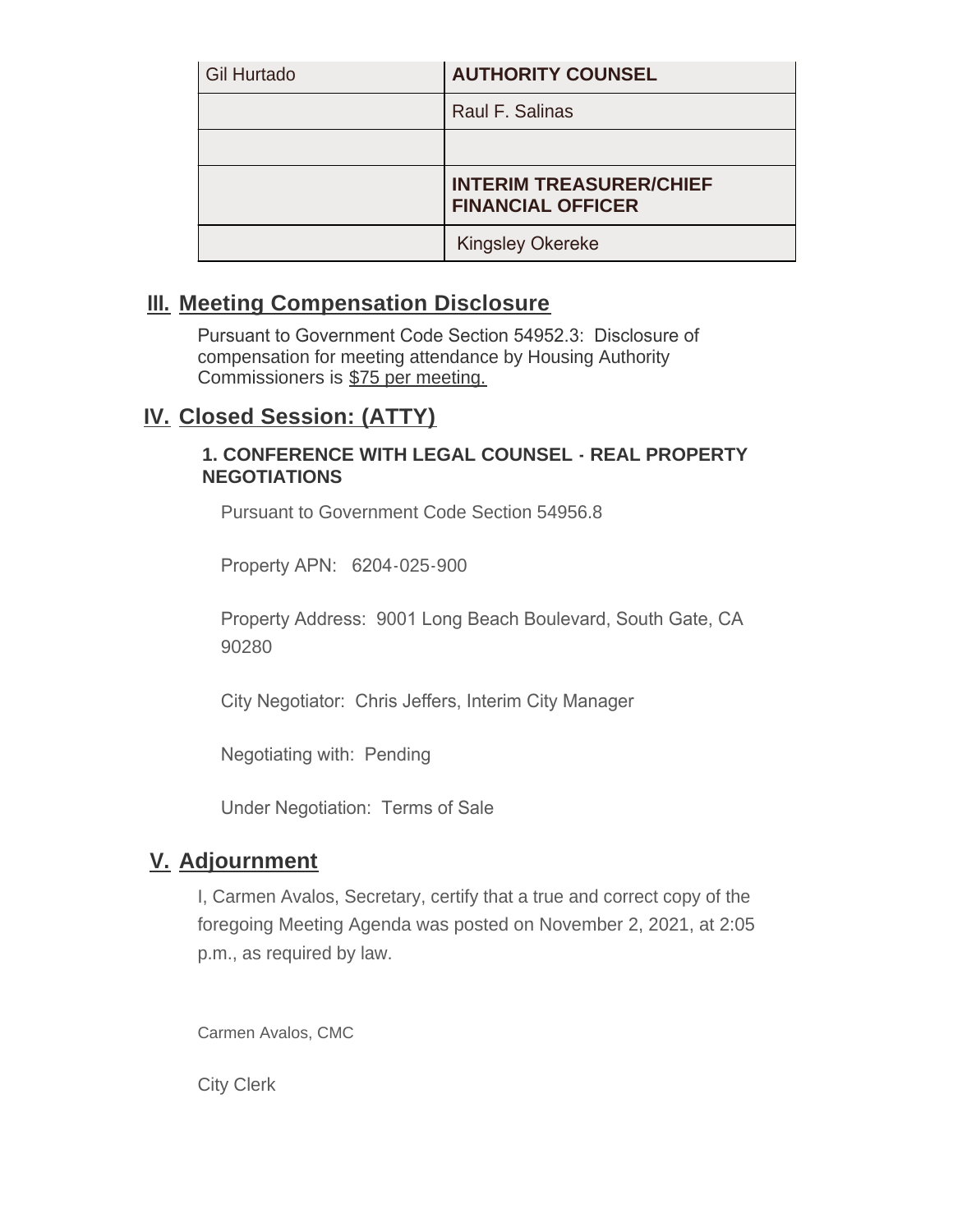| Gil Hurtado | **AUTHORITY COUNSEL** |
|---|---|
| | Raul F. Salinas |
| | |
| | **INTERIM TREASURER/CHIEF FINANCIAL OFFICER** |
| | Kingsley Okereke |

## III. Meeting Compensation Disclosure

Pursuant to Government Code Section 54952.3: Disclosure of compensation for meeting attendance by Housing Authority Commissioners is $75 per meeting.

## IV. Closed Session: (ATTY)

### 1. CONFERENCE WITH LEGAL COUNSEL - REAL PROPERTY NEGOTIATIONS

Pursuant to Government Code Section 54956.8

Property APN: 6204-025-900

Property Address: 9001 Long Beach Boulevard, South Gate, CA 90280

City Negotiator: Chris Jeffers, Interim City Manager

Negotiating with: Pending

Under Negotiation: Terms of Sale

## V. Adjournment

I, Carmen Avalos, Secretary, certify that a true and correct copy of the foregoing Meeting Agenda was posted on November 2, 2021, at 2:05 p.m., as required by law.

Carmen Avalos, CMC

City Clerk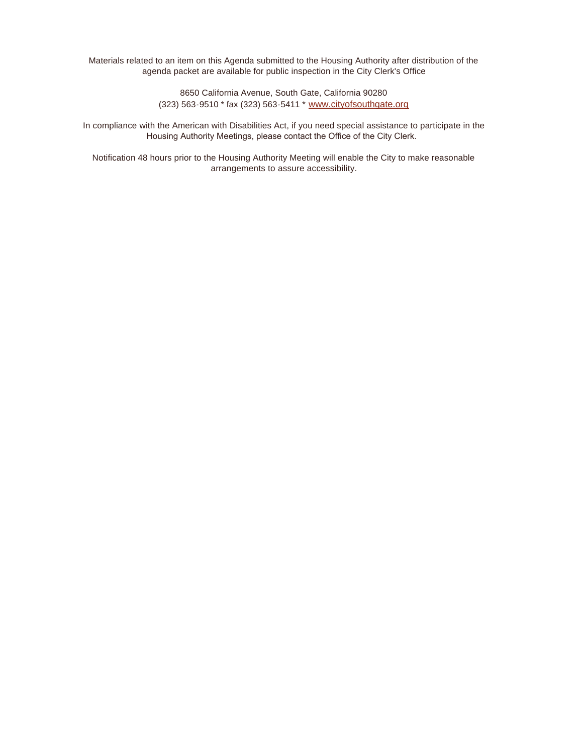Materials related to an item on this Agenda submitted to the Housing Authority after distribution of the agenda packet are available for public inspection in the City Clerk's Office

8650 California Avenue, South Gate, California 90280
(323) 563-9510 * fax (323) 563-5411 * [www.cityofsouthgate.org](http://www.cityofsouthgate.org)

In compliance with the American with Disabilities Act, if you need special assistance to participate in the Housing Authority Meetings, please contact the Office of the City Clerk.

Notification 48 hours prior to the Housing Authority Meeting will enable the City to make reasonable arrangements to assure accessibility.